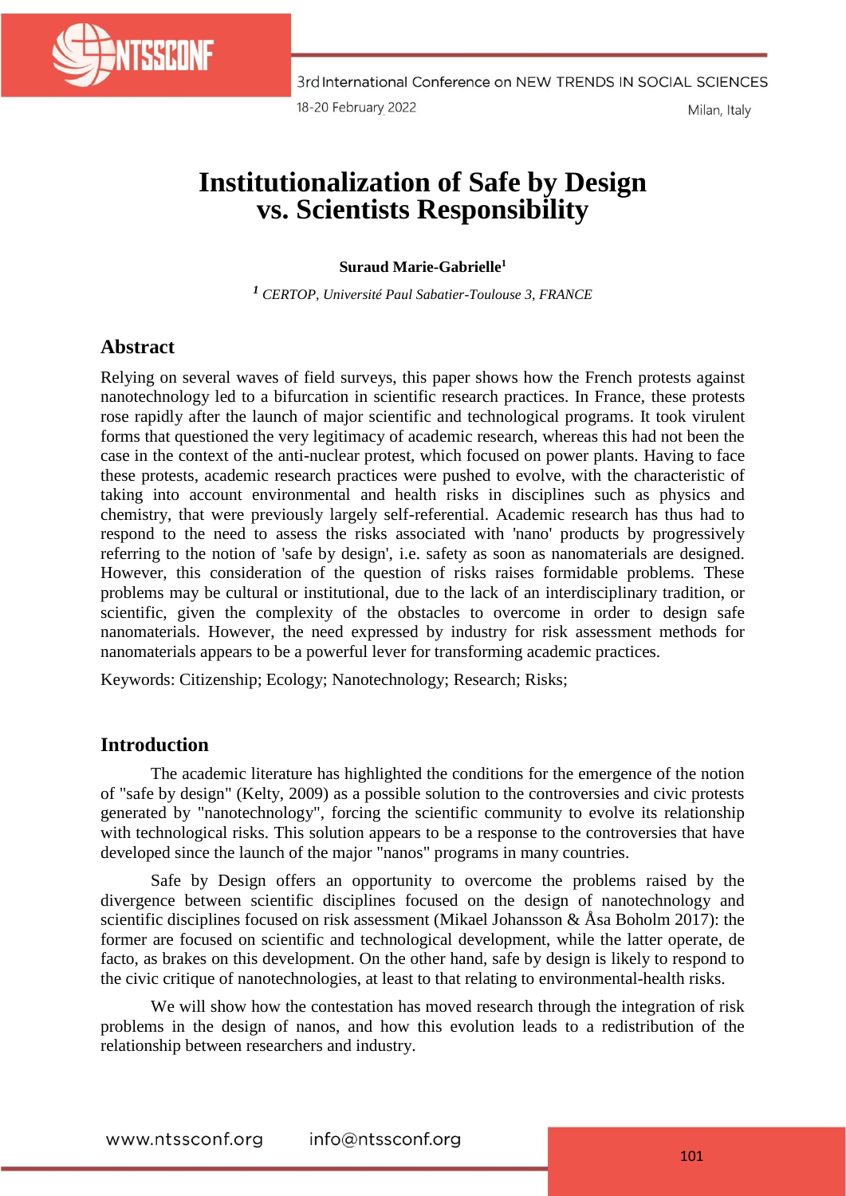# Institutionalization of Safe by Design vs. Scientists Responsibility

**Suraud Marie-Gabrielle[1]**

[1] *CERTOP, Université Paul Sabatier-Toulouse 3, FRANCE*

## Abstract

Relying on several waves of field surveys, this paper shows how the French protests against nanotechnology led to a bifurcation in scientific research practices. In France, these protests rose rapidly after the launch of major scientific and technological programs. It took virulent forms that questioned the very legitimacy of academic research, whereas this had not been the case in the context of the anti-nuclear protest, which focused on power plants. Having to face these protests, academic research practices were pushed to evolve, with the characteristic of taking into account environmental and health risks in disciplines such as physics and chemistry, that were previously largely self-referential. Academic research has thus had to respond to the need to assess the risks associated with 'nano' products by progressively referring to the notion of 'safe by design', i.e. safety as soon as nanomaterials are designed. However, this consideration of the question of risks raises formidable problems. These problems may be cultural or institutional, due to the lack of an interdisciplinary tradition, or scientific, given the complexity of the obstacles to overcome in order to design safe nanomaterials. However, the need expressed by industry for risk assessment methods for nanomaterials appears to be a powerful lever for transforming academic practices.

Keywords: Citizenship; Ecology; Nanotechnology; Research; Risks;

## Introduction

The academic literature has highlighted the conditions for the emergence of the notion of "safe by design" (Kelty, 2009) as a possible solution to the controversies and civic protests generated by "nanotechnology", forcing the scientific community to evolve its relationship with technological risks. This solution appears to be a response to the controversies that have developed since the launch of the major "nanos" programs in many countries.

Safe by Design offers an opportunity to overcome the problems raised by the divergence between scientific disciplines focused on the design of nanotechnology and scientific disciplines focused on risk assessment (Mikael Johansson & Åsa Boholm 2017): the former are focused on scientific and technological development, while the latter operate, de facto, as brakes on this development. On the other hand, safe by design is likely to respond to the civic critique of nanotechnologies, at least to that relating to environmental-health risks.

We will show how the contestation has moved research through the integration of risk problems in the design of nanos, and how this evolution leads to a redistribution of the relationship between researchers and industry.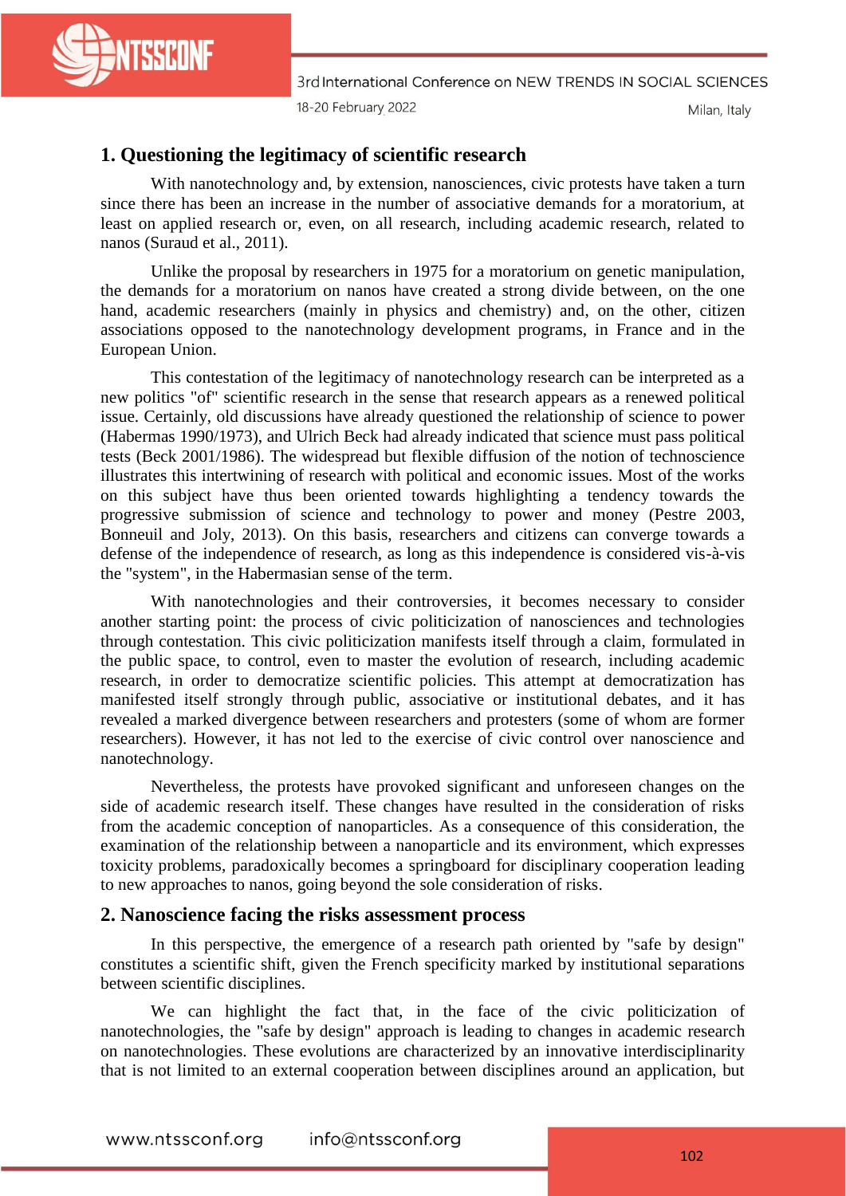## 1. Questioning the legitimacy of scientific research

With nanotechnology and, by extension, nanosciences, civic protests have taken a turn since there has been an increase in the number of associative demands for a moratorium, at least on applied research or, even, on all research, including academic research, related to nanos (Suraud et al., 2011).

Unlike the proposal by researchers in 1975 for a moratorium on genetic manipulation, the demands for a moratorium on nanos have created a strong divide between, on the one hand, academic researchers (mainly in physics and chemistry) and, on the other, citizen associations opposed to the nanotechnology development programs, in France and in the European Union.

This contestation of the legitimacy of nanotechnology research can be interpreted as a new politics "of" scientific research in the sense that research appears as a renewed political issue. Certainly, old discussions have already questioned the relationship of science to power (Habermas 1990/1973), and Ulrich Beck had already indicated that science must pass political tests (Beck 2001/1986). The widespread but flexible diffusion of the notion of technoscience illustrates this intertwining of research with political and economic issues. Most of the works on this subject have thus been oriented towards highlighting a tendency towards the progressive submission of science and technology to power and money (Pestre 2003, Bonneuil and Joly, 2013). On this basis, researchers and citizens can converge towards a defense of the independence of research, as long as this independence is considered vis-à-vis the "system", in the Habermasian sense of the term.

With nanotechnologies and their controversies, it becomes necessary to consider another starting point: the process of civic politicization of nanosciences and technologies through contestation. This civic politicization manifests itself through a claim, formulated in the public space, to control, even to master the evolution of research, including academic research, in order to democratize scientific policies. This attempt at democratization has manifested itself strongly through public, associative or institutional debates, and it has revealed a marked divergence between researchers and protesters (some of whom are former researchers). However, it has not led to the exercise of civic control over nanoscience and nanotechnology.

Nevertheless, the protests have provoked significant and unforeseen changes on the side of academic research itself. These changes have resulted in the consideration of risks from the academic conception of nanoparticles. As a consequence of this consideration, the examination of the relationship between a nanoparticle and its environment, which expresses toxicity problems, paradoxically becomes a springboard for disciplinary cooperation leading to new approaches to nanos, going beyond the sole consideration of risks.

## 2. Nanoscience facing the risks assessment process

In this perspective, the emergence of a research path oriented by "safe by design" constitutes a scientific shift, given the French specificity marked by institutional separations between scientific disciplines.

We can highlight the fact that, in the face of the civic politicization of nanotechnologies, the "safe by design" approach is leading to changes in academic research on nanotechnologies. These evolutions are characterized by an innovative interdisciplinarity that is not limited to an external cooperation between disciplines around an application, but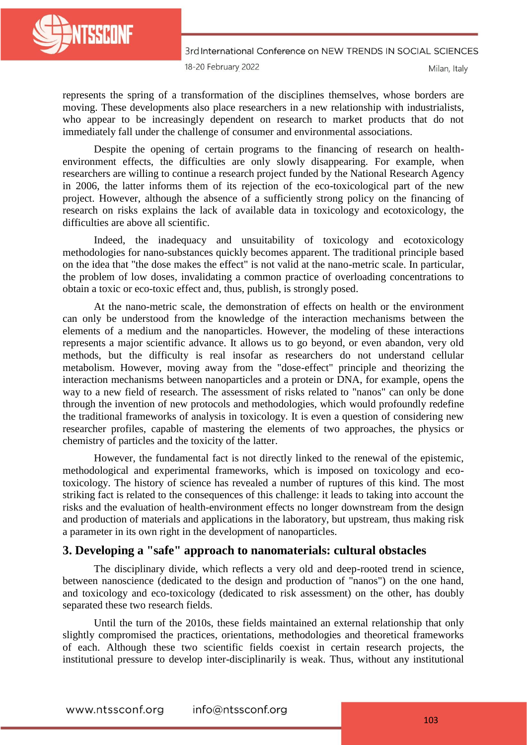represents the spring of a transformation of the disciplines themselves, whose borders are moving. These developments also place researchers in a new relationship with industrialists, who appear to be increasingly dependent on research to market products that do not immediately fall under the challenge of consumer and environmental associations.

Despite the opening of certain programs to the financing of research on health-environment effects, the difficulties are only slowly disappearing. For example, when researchers are willing to continue a research project funded by the National Research Agency in 2006, the latter informs them of its rejection of the eco-toxicological part of the new project. However, although the absence of a sufficiently strong policy on the financing of research on risks explains the lack of available data in toxicology and ecotoxicology, the difficulties are above all scientific.

Indeed, the inadequacy and unsuitability of toxicology and ecotoxicology methodologies for nano-substances quickly becomes apparent. The traditional principle based on the idea that "the dose makes the effect" is not valid at the nano-metric scale. In particular, the problem of low doses, invalidating a common practice of overloading concentrations to obtain a toxic or eco-toxic effect and, thus, publish, is strongly posed.

At the nano-metric scale, the demonstration of effects on health or the environment can only be understood from the knowledge of the interaction mechanisms between the elements of a medium and the nanoparticles. However, the modeling of these interactions represents a major scientific advance. It allows us to go beyond, or even abandon, very old methods, but the difficulty is real insofar as researchers do not understand cellular metabolism. However, moving away from the "dose-effect" principle and theorizing the interaction mechanisms between nanoparticles and a protein or DNA, for example, opens the way to a new field of research. The assessment of risks related to "nanos" can only be done through the invention of new protocols and methodologies, which would profoundly redefine the traditional frameworks of analysis in toxicology. It is even a question of considering new researcher profiles, capable of mastering the elements of two approaches, the physics or chemistry of particles and the toxicity of the latter.

However, the fundamental fact is not directly linked to the renewal of the epistemic, methodological and experimental frameworks, which is imposed on toxicology and eco-toxicology. The history of science has revealed a number of ruptures of this kind. The most striking fact is related to the consequences of this challenge: it leads to taking into account the risks and the evaluation of health-environment effects no longer downstream from the design and production of materials and applications in the laboratory, but upstream, thus making risk a parameter in its own right in the development of nanoparticles.

## 3. Developing a "safe" approach to nanomaterials: cultural obstacles

The disciplinary divide, which reflects a very old and deep-rooted trend in science, between nanoscience (dedicated to the design and production of "nanos") on the one hand, and toxicology and eco-toxicology (dedicated to risk assessment) on the other, has doubly separated these two research fields.

Until the turn of the 2010s, these fields maintained an external relationship that only slightly compromised the practices, orientations, methodologies and theoretical frameworks of each. Although these two scientific fields coexist in certain research projects, the institutional pressure to develop inter-disciplinarily is weak. Thus, without any institutional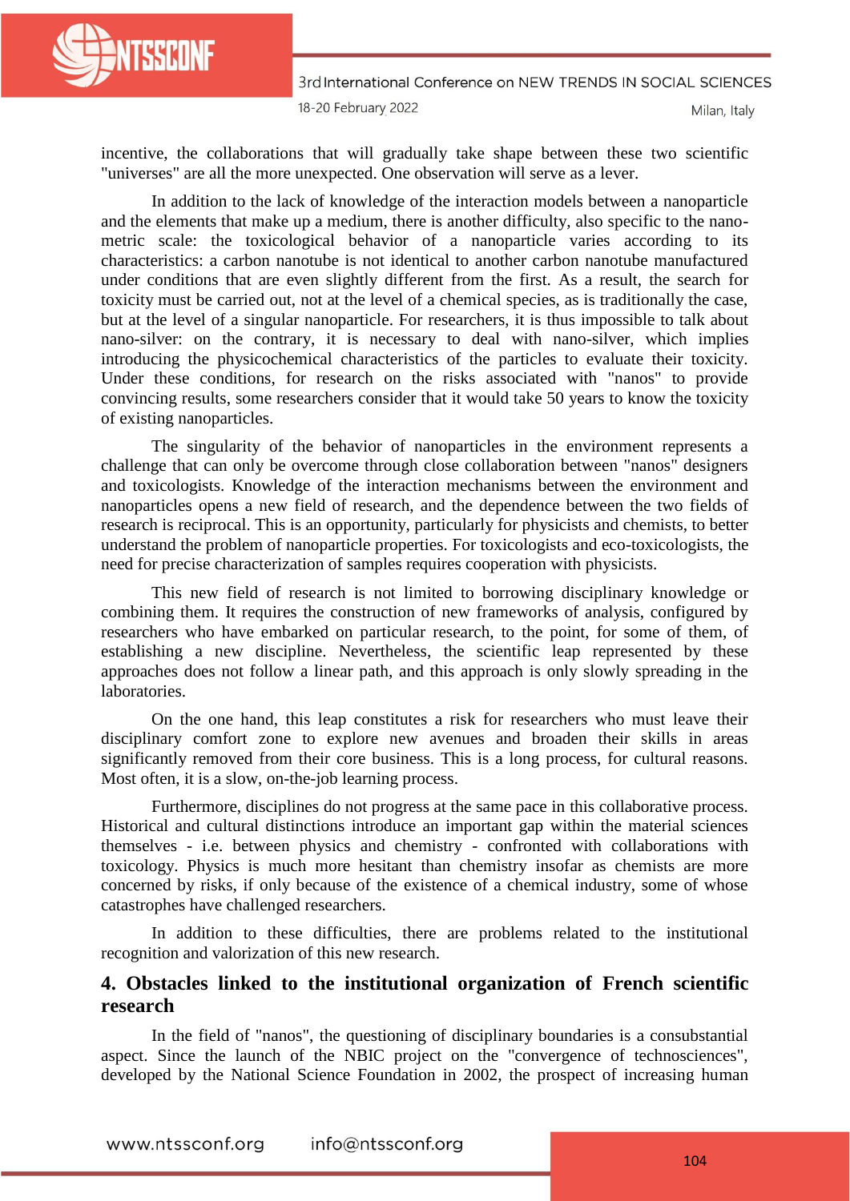incentive, the collaborations that will gradually take shape between these two scientific "universes" are all the more unexpected. One observation will serve as a lever.

In addition to the lack of knowledge of the interaction models between a nanoparticle and the elements that make up a medium, there is another difficulty, also specific to the nano-metric scale: the toxicological behavior of a nanoparticle varies according to its characteristics: a carbon nanotube is not identical to another carbon nanotube manufactured under conditions that are even slightly different from the first. As a result, the search for toxicity must be carried out, not at the level of a chemical species, as is traditionally the case, but at the level of a singular nanoparticle. For researchers, it is thus impossible to talk about nano-silver: on the contrary, it is necessary to deal with nano-silver, which implies introducing the physicochemical characteristics of the particles to evaluate their toxicity. Under these conditions, for research on the risks associated with "nanos" to provide convincing results, some researchers consider that it would take 50 years to know the toxicity of existing nanoparticles.

The singularity of the behavior of nanoparticles in the environment represents a challenge that can only be overcome through close collaboration between "nanos" designers and toxicologists. Knowledge of the interaction mechanisms between the environment and nanoparticles opens a new field of research, and the dependence between the two fields of research is reciprocal. This is an opportunity, particularly for physicists and chemists, to better understand the problem of nanoparticle properties. For toxicologists and eco-toxicologists, the need for precise characterization of samples requires cooperation with physicists.

This new field of research is not limited to borrowing disciplinary knowledge or combining them. It requires the construction of new frameworks of analysis, configured by researchers who have embarked on particular research, to the point, for some of them, of establishing a new discipline. Nevertheless, the scientific leap represented by these approaches does not follow a linear path, and this approach is only slowly spreading in the laboratories.

On the one hand, this leap constitutes a risk for researchers who must leave their disciplinary comfort zone to explore new avenues and broaden their skills in areas significantly removed from their core business. This is a long process, for cultural reasons. Most often, it is a slow, on-the-job learning process.

Furthermore, disciplines do not progress at the same pace in this collaborative process. Historical and cultural distinctions introduce an important gap within the material sciences themselves - i.e. between physics and chemistry - confronted with collaborations with toxicology. Physics is much more hesitant than chemistry insofar as chemists are more concerned by risks, if only because of the existence of a chemical industry, some of whose catastrophes have challenged researchers.

In addition to these difficulties, there are problems related to the institutional recognition and valorization of this new research.

## 4. Obstacles linked to the institutional organization of French scientific research

In the field of "nanos", the questioning of disciplinary boundaries is a consubstantial aspect. Since the launch of the NBIC project on the "convergence of technosciences", developed by the National Science Foundation in 2002, the prospect of increasing human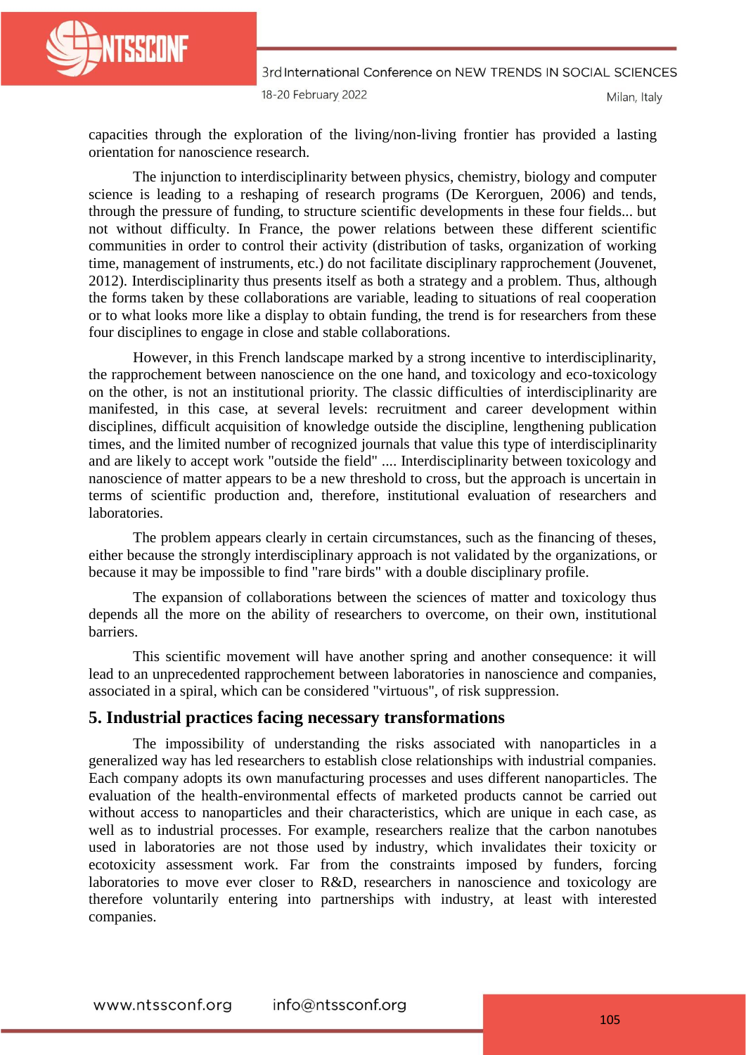capacities through the exploration of the living/non-living frontier has provided a lasting orientation for nanoscience research.

The injunction to interdisciplinarity between physics, chemistry, biology and computer science is leading to a reshaping of research programs (De Kerorguen, 2006) and tends, through the pressure of funding, to structure scientific developments in these four fields... but not without difficulty. In France, the power relations between these different scientific communities in order to control their activity (distribution of tasks, organization of working time, management of instruments, etc.) do not facilitate disciplinary rapprochement (Jouvenet, 2012). Interdisciplinarity thus presents itself as both a strategy and a problem. Thus, although the forms taken by these collaborations are variable, leading to situations of real cooperation or to what looks more like a display to obtain funding, the trend is for researchers from these four disciplines to engage in close and stable collaborations.

However, in this French landscape marked by a strong incentive to interdisciplinarity, the rapprochement between nanoscience on the one hand, and toxicology and eco-toxicology on the other, is not an institutional priority. The classic difficulties of interdisciplinarity are manifested, in this case, at several levels: recruitment and career development within disciplines, difficult acquisition of knowledge outside the discipline, lengthening publication times, and the limited number of recognized journals that value this type of interdisciplinarity and are likely to accept work "outside the field" .... Interdisciplinarity between toxicology and nanoscience of matter appears to be a new threshold to cross, but the approach is uncertain in terms of scientific production and, therefore, institutional evaluation of researchers and laboratories.

The problem appears clearly in certain circumstances, such as the financing of theses, either because the strongly interdisciplinary approach is not validated by the organizations, or because it may be impossible to find "rare birds" with a double disciplinary profile.

The expansion of collaborations between the sciences of matter and toxicology thus depends all the more on the ability of researchers to overcome, on their own, institutional barriers.

This scientific movement will have another spring and another consequence: it will lead to an unprecedented rapprochement between laboratories in nanoscience and companies, associated in a spiral, which can be considered "virtuous", of risk suppression.

## 5. Industrial practices facing necessary transformations

The impossibility of understanding the risks associated with nanoparticles in a generalized way has led researchers to establish close relationships with industrial companies. Each company adopts its own manufacturing processes and uses different nanoparticles. The evaluation of the health-environmental effects of marketed products cannot be carried out without access to nanoparticles and their characteristics, which are unique in each case, as well as to industrial processes. For example, researchers realize that the carbon nanotubes used in laboratories are not those used by industry, which invalidates their toxicity or ecotoxicity assessment work. Far from the constraints imposed by funders, forcing laboratories to move ever closer to R&D, researchers in nanoscience and toxicology are therefore voluntarily entering into partnerships with industry, at least with interested companies.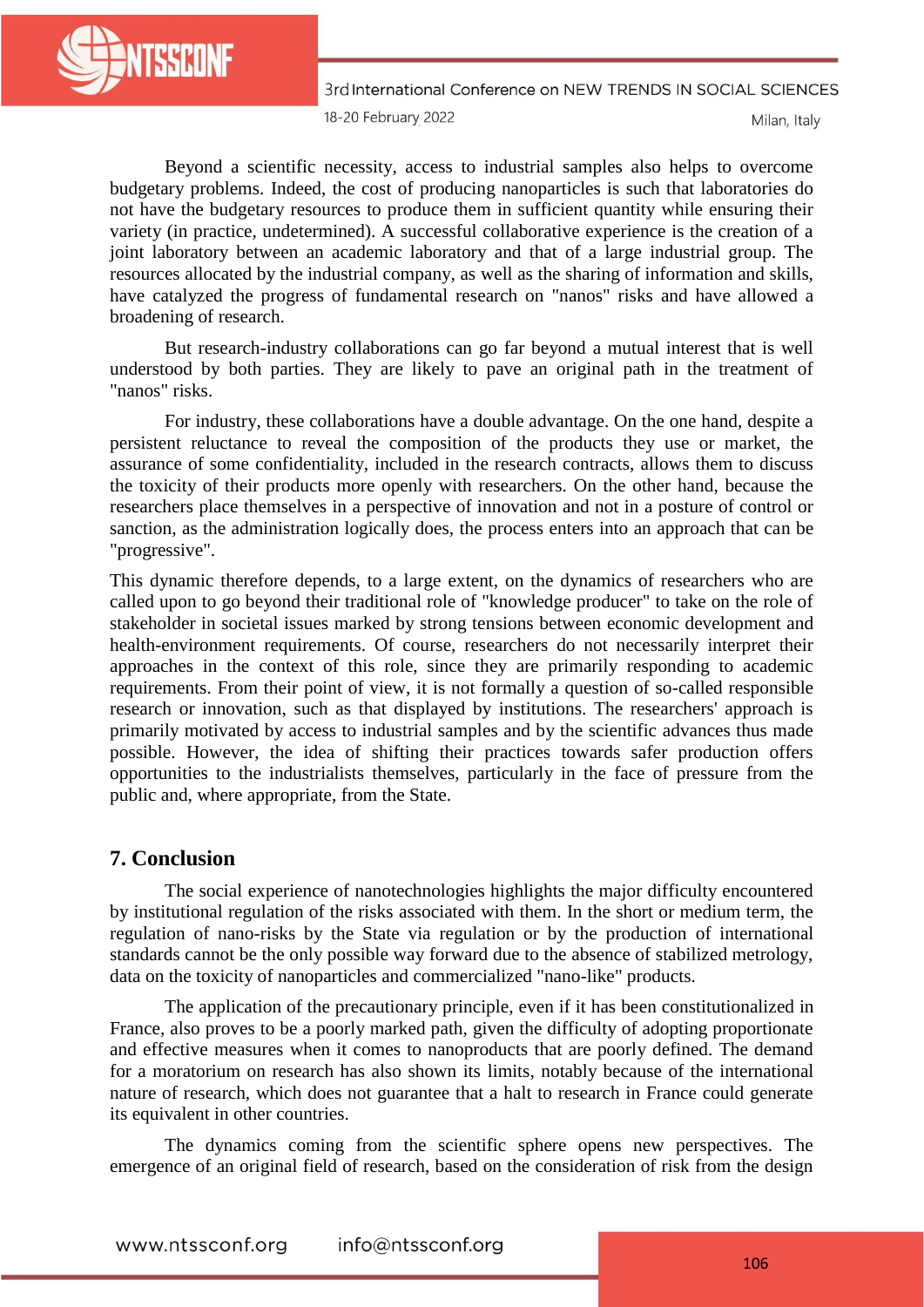Beyond a scientific necessity, access to industrial samples also helps to overcome budgetary problems. Indeed, the cost of producing nanoparticles is such that laboratories do not have the budgetary resources to produce them in sufficient quantity while ensuring their variety (in practice, undetermined). A successful collaborative experience is the creation of a joint laboratory between an academic laboratory and that of a large industrial group. The resources allocated by the industrial company, as well as the sharing of information and skills, have catalyzed the progress of fundamental research on "nanos" risks and have allowed a broadening of research.

But research-industry collaborations can go far beyond a mutual interest that is well understood by both parties. They are likely to pave an original path in the treatment of "nanos" risks.

For industry, these collaborations have a double advantage. On the one hand, despite a persistent reluctance to reveal the composition of the products they use or market, the assurance of some confidentiality, included in the research contracts, allows them to discuss the toxicity of their products more openly with researchers. On the other hand, because the researchers place themselves in a perspective of innovation and not in a posture of control or sanction, as the administration logically does, the process enters into an approach that can be "progressive".

This dynamic therefore depends, to a large extent, on the dynamics of researchers who are called upon to go beyond their traditional role of "knowledge producer" to take on the role of stakeholder in societal issues marked by strong tensions between economic development and health-environment requirements. Of course, researchers do not necessarily interpret their approaches in the context of this role, since they are primarily responding to academic requirements. From their point of view, it is not formally a question of so-called responsible research or innovation, such as that displayed by institutions. The researchers' approach is primarily motivated by access to industrial samples and by the scientific advances thus made possible. However, the idea of shifting their practices towards safer production offers opportunities to the industrialists themselves, particularly in the face of pressure from the public and, where appropriate, from the State.

## 7. Conclusion

The social experience of nanotechnologies highlights the major difficulty encountered by institutional regulation of the risks associated with them. In the short or medium term, the regulation of nano-risks by the State via regulation or by the production of international standards cannot be the only possible way forward due to the absence of stabilized metrology, data on the toxicity of nanoparticles and commercialized "nano-like" products.

The application of the precautionary principle, even if it has been constitutionalized in France, also proves to be a poorly marked path, given the difficulty of adopting proportionate and effective measures when it comes to nanoproducts that are poorly defined. The demand for a moratorium on research has also shown its limits, notably because of the international nature of research, which does not guarantee that a halt to research in France could generate its equivalent in other countries.

The dynamics coming from the scientific sphere opens new perspectives. The emergence of an original field of research, based on the consideration of risk from the design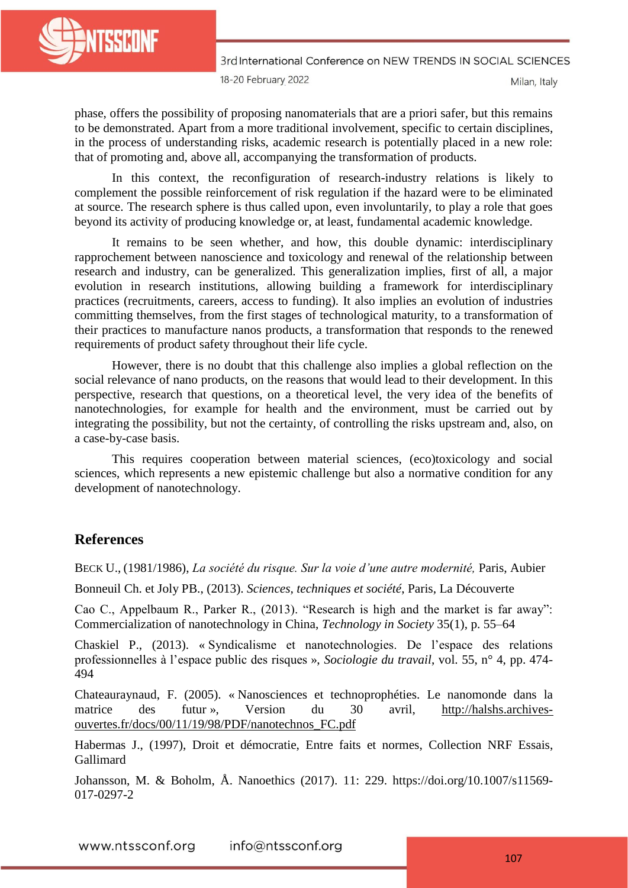phase, offers the possibility of proposing nanomaterials that are a priori safer, but this remains to be demonstrated. Apart from a more traditional involvement, specific to certain disciplines, in the process of understanding risks, academic research is potentially placed in a new role: that of promoting and, above all, accompanying the transformation of products.

In this context, the reconfiguration of research-industry relations is likely to complement the possible reinforcement of risk regulation if the hazard were to be eliminated at source. The research sphere is thus called upon, even involuntarily, to play a role that goes beyond its activity of producing knowledge or, at least, fundamental academic knowledge.

It remains to be seen whether, and how, this double dynamic: interdisciplinary rapprochement between nanoscience and toxicology and renewal of the relationship between research and industry, can be generalized. This generalization implies, first of all, a major evolution in research institutions, allowing building a framework for interdisciplinary practices (recruitments, careers, access to funding). It also implies an evolution of industries committing themselves, from the first stages of technological maturity, to a transformation of their practices to manufacture nanos products, a transformation that responds to the renewed requirements of product safety throughout their life cycle.

However, there is no doubt that this challenge also implies a global reflection on the social relevance of nano products, on the reasons that would lead to their development. In this perspective, research that questions, on a theoretical level, the very idea of the benefits of nanotechnologies, for example for health and the environment, must be carried out by integrating the possibility, but not the certainty, of controlling the risks upstream and, also, on a case-by-case basis.

This requires cooperation between material sciences, (eco)toxicology and social sciences, which represents a new epistemic challenge but also a normative condition for any development of nanotechnology.

## References

BECK U., (1981/1986), *La société du risque. Sur la voie d'une autre modernité,* Paris, Aubier

Bonneuil Ch. et Joly PB., (2013). *Sciences, techniques et société*, Paris, La Découverte

Cao C., Appelbaum R., Parker R., (2013). "Research is high and the market is far away": Commercialization of nanotechnology in China, *Technology in Society* 35(1), p. 55–64

Chaskiel P., (2013). « Syndicalisme et nanotechnologies. De l'espace des relations professionnelles à l'espace public des risques », *Sociologie du travail*, vol. 55, n° 4, pp. 474-494

Chateauraynaud, F. (2005). « Nanosciences et technoprophéties. Le nanomonde dans la matrice des futur », Version du 30 avril, http://halshs.archives-ouvertes.fr/docs/00/11/19/98/PDF/nanotechnos_FC.pdf

Habermas J., (1997), Droit et démocratie, Entre faits et normes*,* Collection NRF Essais, Gallimard

Johansson, M. & Boholm, Å. Nanoethics (2017). 11: 229. https://doi.org/10.1007/s11569-017-0297-2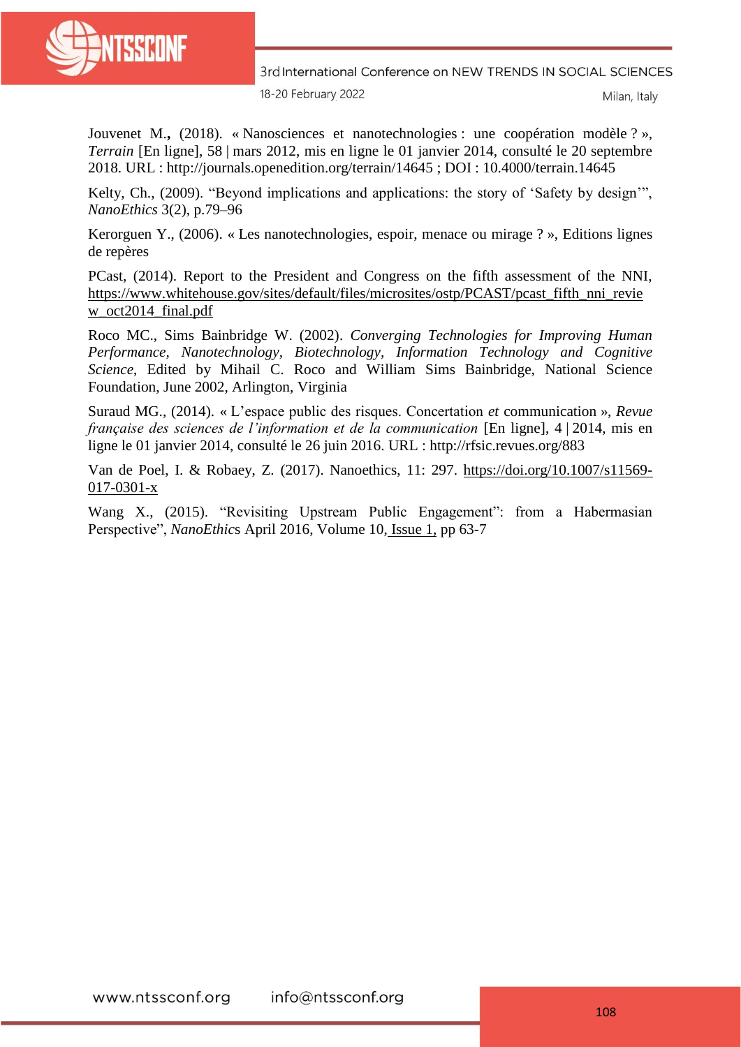Jouvenet M., (2018). « Nanosciences et nanotechnologies : une coopération modèle ? », *Terrain* [En ligne], 58 | mars 2012, mis en ligne le 01 janvier 2014, consulté le 20 septembre 2018. URL : http://journals.openedition.org/terrain/14645 ; DOI : 10.4000/terrain.14645

Kelty, Ch., (2009). "Beyond implications and applications: the story of 'Safety by design'", *NanoEthics* 3(2), p.79–96

Kerorguen Y., (2006). « Les nanotechnologies, espoir, menace ou mirage ? », Editions lignes de repères

PCast, (2014). Report to the President and Congress on the fifth assessment of the NNI, https://www.whitehouse.gov/sites/default/files/microsites/ostp/PCAST/pcast_fifth_nni_review_oct2014_final.pdf

Roco MC., Sims Bainbridge W. (2002). *Converging Technologies for Improving Human Performance, Nanotechnology, Biotechnology, Information Technology and Cognitive Science*, Edited by Mihail C. Roco and William Sims Bainbridge, National Science Foundation, June 2002, Arlington, Virginia

Suraud MG., (2014). « L'espace public des risques. Concertation *et* communication », *Revue française des sciences de l'information et de la communication* [En ligne], 4 | 2014, mis en ligne le 01 janvier 2014, consulté le 26 juin 2016. URL : http://rfsic.revues.org/883

Van de Poel, I. & Robaey, Z. (2017). Nanoethics, 11: 297. https://doi.org/10.1007/s11569-017-0301-x

Wang X., (2015). "Revisiting Upstream Public Engagement": from a Habermasian Perspective", *NanoEthic*s April 2016, Volume 10, Issue 1, pp 63-7